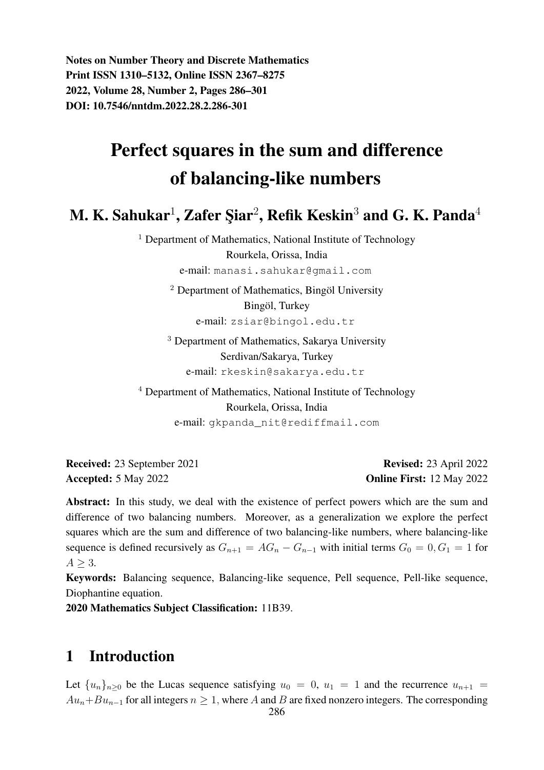**Notes on Number Theory and Discrete Mathematics**
**Print ISSN 1310–5132, Online ISSN 2367–8275**
**2022, Volume 28, Number 2, Pages 286–301**
**DOI: 10.7546/nntdm.2022.28.2.286-301**

# Perfect squares in the sum and difference of balancing-like numbers

## M. K. Sahukar[1], Zafer Şiar[2], Refik Keskin[3] and G. K. Panda[4]

[1] Department of Mathematics, National Institute of Technology
Rourkela, Orissa, India
e-mail: manasi.sahukar@gmail.com

[2] Department of Mathematics, Bingöl University
Bingöl, Turkey
e-mail: zsiar@bingol.edu.tr

[3] Department of Mathematics, Sakarya University
Serdivan/Sakarya, Turkey
e-mail: rkeskin@sakarya.edu.tr

[4] Department of Mathematics, National Institute of Technology
Rourkela, Orissa, India
e-mail: gkpanda_nit@rediffmail.com

**Received:** 23 September 2021 **Revised:** 23 April 2022
**Accepted:** 5 May 2022 **Online First:** 12 May 2022

**Abstract:** In this study, we deal with the existence of perfect powers which are the sum and difference of two balancing numbers. Moreover, as a generalization we explore the perfect squares which are the sum and difference of two balancing-like numbers, where balancing-like sequence is defined recursively as $G_{n+1} = AG_n - G_{n-1}$ with initial terms $G_0 = 0, G_1 = 1$ for $A \geq 3$.

**Keywords:** Balancing sequence, Balancing-like sequence, Pell sequence, Pell-like sequence, Diophantine equation.

**2020 Mathematics Subject Classification:** 11B39.

## 1 Introduction

Let $\{u_n\}_{n\geq 0}$ be the Lucas sequence satisfying $u_0 = 0$, $u_1 = 1$ and the recurrence $u_{n+1} = Au_n + Bu_{n-1}$ for all integers $n \geq 1$, where $A$ and $B$ are fixed nonzero integers. The corresponding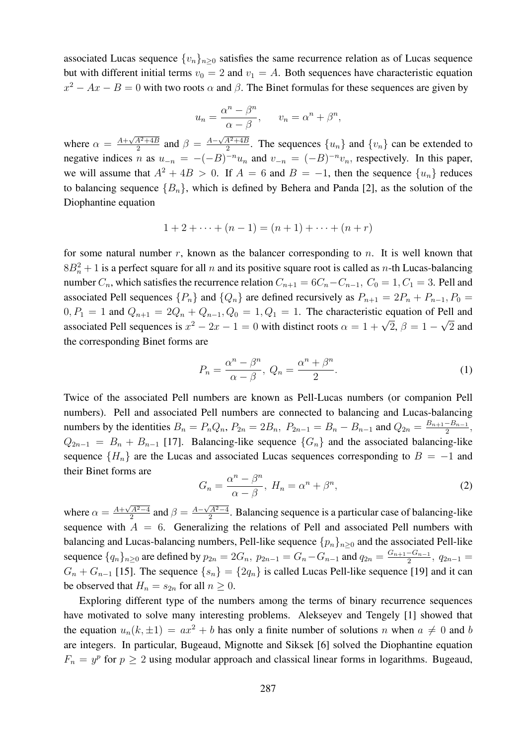associated Lucas sequence $\{v_n\}_{n\geq 0}$ satisfies the same recurrence relation as of Lucas sequence but with different initial terms $v_0 = 2$ and $v_1 = A$. Both sequences have characteristic equation $x^2 - Ax - B = 0$ with two roots $\alpha$ and $\beta$. The Binet formulas for these sequences are given by

$$u_n = \frac{\alpha^n - \beta^n}{\alpha - \beta}, \qquad v_n = \alpha^n + \beta^n,$$

where $\alpha = \frac{A+\sqrt{A^2+4B}}{2}$ and $\beta = \frac{A-\sqrt{A^2+4B}}{2}$. The sequences $\{u_n\}$ and $\{v_n\}$ can be extended to negative indices $n$ as $u_{-n} = -(-B)^{-n}u_n$ and $v_{-n} = (-B)^{-n}v_n$, respectively. In this paper, we will assume that $A^2 + 4B > 0$. If $A = 6$ and $B = -1$, then the sequence $\{u_n\}$ reduces to balancing sequence $\{B_n\}$, which is defined by Behera and Panda [2], as the solution of the Diophantine equation

$$1 + 2 + \cdots + (n-1) = (n+1) + \cdots + (n+r)$$

for some natural number $r$, known as the balancer corresponding to $n$. It is well known that $8B_n^2 + 1$ is a perfect square for all $n$ and its positive square root is called as $n$-th Lucas-balancing number $C_n$, which satisfies the recurrence relation $C_{n+1} = 6C_n - C_{n-1}$, $C_0 = 1, C_1 = 3$. Pell and associated Pell sequences $\{P_n\}$ and $\{Q_n\}$ are defined recursively as $P_{n+1} = 2P_n + P_{n-1}, P_0 = 0, P_1 = 1$ and $Q_{n+1} = 2Q_n + Q_{n-1}, Q_0 = 1, Q_1 = 1$. The characteristic equation of Pell and associated Pell sequences is $x^2 - 2x - 1 = 0$ with distinct roots $\alpha = 1 + \sqrt{2}$, $\beta = 1 - \sqrt{2}$ and the corresponding Binet forms are

$$P_n = \frac{\alpha^n - \beta^n}{\alpha - \beta},\ Q_n = \frac{\alpha^n + \beta^n}{2}. \tag{1}$$

Twice of the associated Pell numbers are known as Pell-Lucas numbers (or companion Pell numbers). Pell and associated Pell numbers are connected to balancing and Lucas-balancing numbers by the identities $B_n = P_nQ_n$, $P_{2n} = 2B_n$, $P_{2n-1} = B_n - B_{n-1}$ and $Q_{2n} = \frac{B_{n+1}-B_{n-1}}{2}$, $Q_{2n-1} = B_n + B_{n-1}$ [17]. Balancing-like sequence $\{G_n\}$ and the associated balancing-like sequence $\{H_n\}$ are the Lucas and associated Lucas sequences corresponding to $B = -1$ and their Binet forms are

$$G_n = \frac{\alpha^n - \beta^n}{\alpha - \beta},\ H_n = \alpha^n + \beta^n, \tag{2}$$

where $\alpha = \frac{A+\sqrt{A^2-4}}{2}$ and $\beta = \frac{A-\sqrt{A^2-4}}{2}$. Balancing sequence is a particular case of balancing-like sequence with $A = 6$. Generalizing the relations of Pell and associated Pell numbers with balancing and Lucas-balancing numbers, Pell-like sequence $\{p_n\}_{n\geq 0}$ and the associated Pell-like sequence $\{q_n\}_{n\geq 0}$ are defined by $p_{2n} = 2G_n$, $p_{2n-1} = G_n - G_{n-1}$ and $q_{2n} = \frac{G_{n+1}-G_{n-1}}{2}$, $q_{2n-1} = G_n + G_{n-1}$ [15]. The sequence $\{s_n\} = \{2q_n\}$ is called Lucas Pell-like sequence [19] and it can be observed that $H_n = s_{2n}$ for all $n \geq 0$.

Exploring different type of the numbers among the terms of binary recurrence sequences have motivated to solve many interesting problems. Alekseyev and Tengely [1] showed that the equation $u_n(k, \pm 1) = ax^2 + b$ has only a finite number of solutions $n$ when $a \neq 0$ and $b$ are integers. In particular, Bugeaud, Mignotte and Siksek [6] solved the Diophantine equation $F_n = y^p$ for $p \geq 2$ using modular approach and classical linear forms in logarithms. Bugeaud,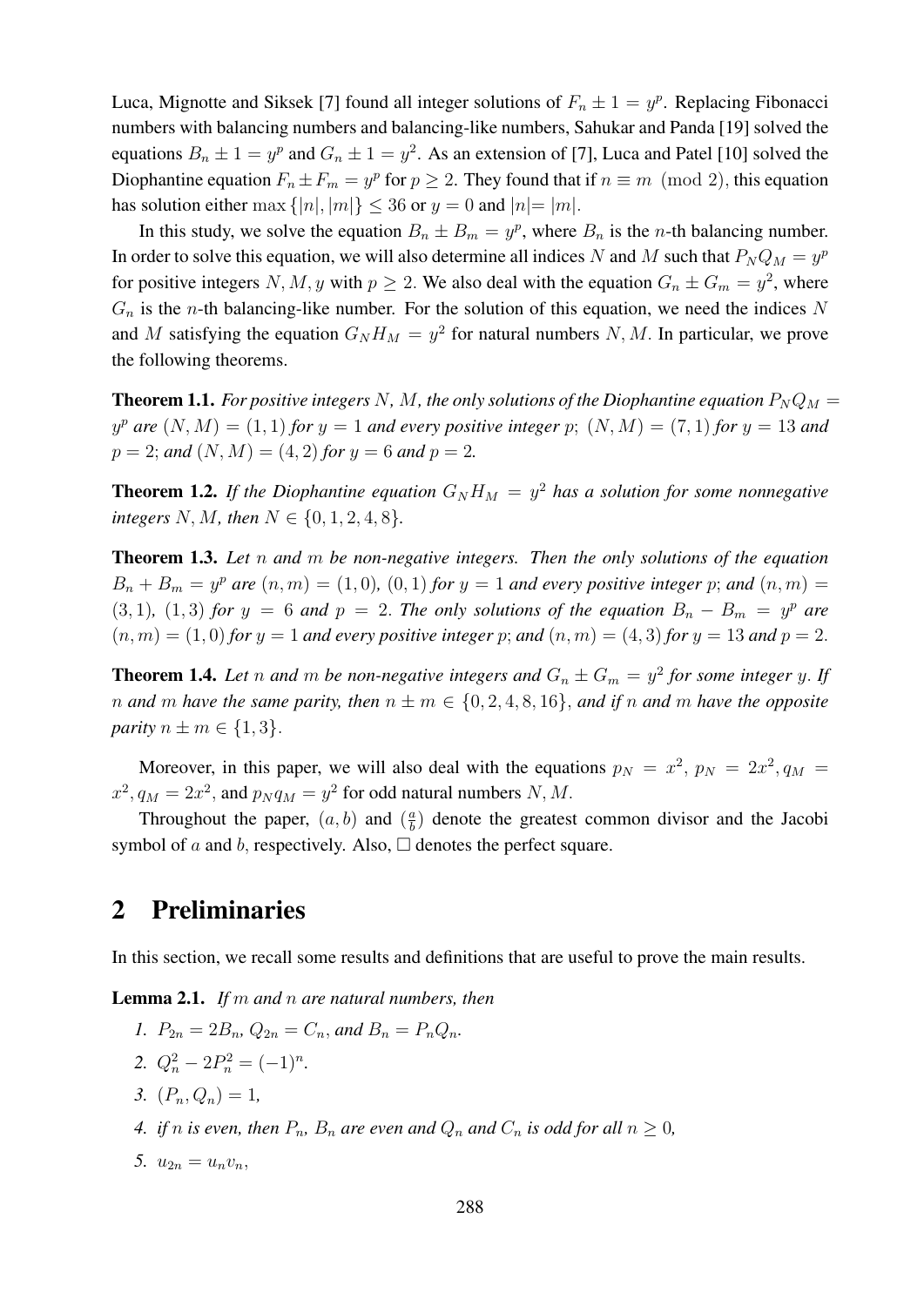Luca, Mignotte and Siksek [7] found all integer solutions of $F_n \pm 1 = y^p$. Replacing Fibonacci numbers with balancing numbers and balancing-like numbers, Sahukar and Panda [19] solved the equations $B_n \pm 1 = y^p$ and $G_n \pm 1 = y^2$. As an extension of [7], Luca and Patel [10] solved the Diophantine equation $F_n \pm F_m = y^p$ for $p \geq 2$. They found that if $n \equiv m \pmod 2$, this equation has solution either $\max\{|n|, |m|\} \leq 36$ or $y = 0$ and $|n| = |m|$.

In this study, we solve the equation $B_n \pm B_m = y^p$, where $B_n$ is the $n$-th balancing number. In order to solve this equation, we will also determine all indices $N$ and $M$ such that $P_N Q_M = y^p$ for positive integers $N, M, y$ with $p \geq 2$. We also deal with the equation $G_n \pm G_m = y^2$, where $G_n$ is the $n$-th balancing-like number. For the solution of this equation, we need the indices $N$ and $M$ satisfying the equation $G_N H_M = y^2$ for natural numbers $N, M$. In particular, we prove the following theorems.

**Theorem 1.1.** *For positive integers $N$, $M$, the only solutions of the Diophantine equation $P_N Q_M = y^p$ are $(N, M) = (1, 1)$ for $y = 1$ and every positive integer $p$; $(N, M) = (7, 1)$ for $y = 13$ and $p = 2$; and $(N, M) = (4, 2)$ for $y = 6$ and $p = 2$.*

**Theorem 1.2.** *If the Diophantine equation $G_N H_M = y^2$ has a solution for some nonnegative integers $N, M$, then $N \in \{0, 1, 2, 4, 8\}$.*

**Theorem 1.3.** *Let $n$ and $m$ be non-negative integers. Then the only solutions of the equation $B_n + B_m = y^p$ are $(n, m) = (1, 0)$, $(0, 1)$ for $y = 1$ and every positive integer $p$; and $(n, m) = (3, 1)$, $(1, 3)$ for $y = 6$ and $p = 2$. The only solutions of the equation $B_n - B_m = y^p$ are $(n, m) = (1, 0)$ for $y = 1$ and every positive integer $p$; and $(n, m) = (4, 3)$ for $y = 13$ and $p = 2$.*

**Theorem 1.4.** *Let $n$ and $m$ be non-negative integers and $G_n \pm G_m = y^2$ for some integer $y$. If $n$ and $m$ have the same parity, then $n \pm m \in \{0, 2, 4, 8, 16\}$, and if $n$ and $m$ have the opposite parity $n \pm m \in \{1, 3\}$.*

Moreover, in this paper, we will also deal with the equations $p_N = x^2$, $p_N = 2x^2$, $q_M = x^2$, $q_M = 2x^2$, and $p_N q_M = y^2$ for odd natural numbers $N, M$.

Throughout the paper, $(a, b)$ and $(\frac{a}{b})$ denote the greatest common divisor and the Jacobi symbol of $a$ and $b$, respectively. Also, $\square$ denotes the perfect square.

## 2 Preliminaries

In this section, we recall some results and definitions that are useful to prove the main results.

**Lemma 2.1.** *If $m$ and $n$ are natural numbers, then*

1. $P_{2n} = 2B_n$, $Q_{2n} = C_n$, and $B_n = P_n Q_n$.
2. $Q_n^2 - 2P_n^2 = (-1)^n$.
3. $(P_n, Q_n) = 1$,
4. if $n$ is even, then $P_n$, $B_n$ are even and $Q_n$ and $C_n$ is odd for all $n \geq 0$,
5. $u_{2n} = u_n v_n$,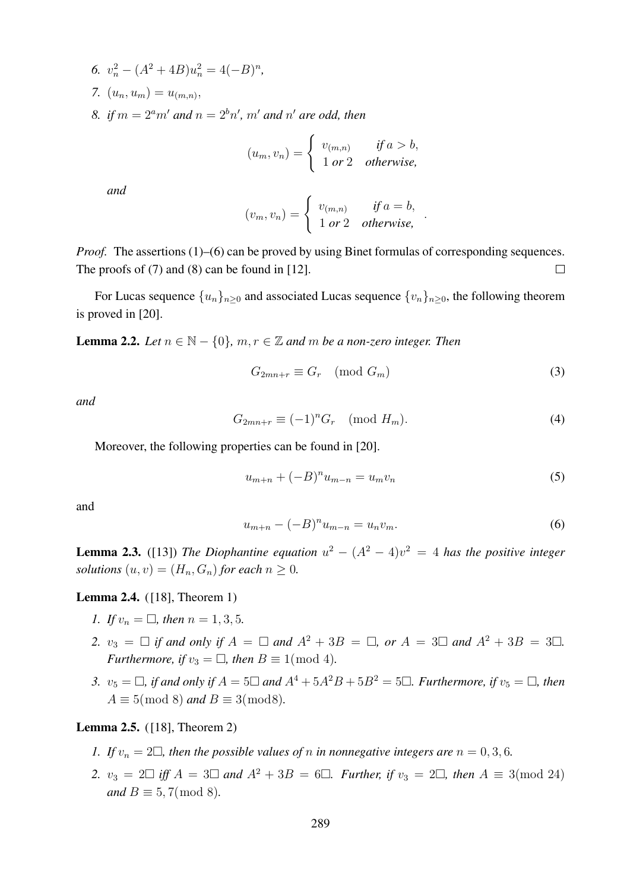6. $v_n^2 - (A^2+4B)u_n^2 = 4(-B)^n$,

7. $(u_n, u_m) = u_{(m,n)}$,

8. *if* $m = 2^a m'$ *and* $n = 2^b n'$, $m'$ *and* $n'$ *are odd, then*

$$(u_m, v_n) = \begin{cases} v_{(m,n)} & \textit{if } a > b, \\ 1 \textit{ or } 2 & \textit{otherwise,} \end{cases}$$

*and*

$$(v_m, v_n) = \begin{cases} v_{(m,n)} & \textit{if } a = b, \\ 1 \textit{ or } 2 & \textit{otherwise,} \end{cases}.$$

*Proof.* The assertions (1)–(6) can be proved by using Binet formulas of corresponding sequences. The proofs of (7) and (8) can be found in [12]. □

For Lucas sequence $\{u_n\}_{n\geq 0}$ and associated Lucas sequence $\{v_n\}_{n\geq 0}$, the following theorem is proved in [20].

**Lemma 2.2.** *Let* $n \in \mathbb{N} - \{0\}$, $m, r \in \mathbb{Z}$ *and* $m$ *be a non-zero integer. Then*

$$G_{2mn+r} \equiv G_r \pmod{G_m} \tag{3}$$

*and*

$$G_{2mn+r} \equiv (-1)^n G_r \pmod{H_m}. \tag{4}$$

Moreover, the following properties can be found in [20].

$$u_{m+n} + (-B)^n u_{m-n} = u_m v_n \tag{5}$$

and

$$u_{m+n} - (-B)^n u_{m-n} = u_n v_m. \tag{6}$$

**Lemma 2.3.** ([13]) *The Diophantine equation* $u^2 - (A^2-4)v^2 = 4$ *has the positive integer solutions* $(u,v) = (H_n, G_n)$ *for each* $n \geq 0$.

**Lemma 2.4.** ([18], Theorem 1)

1. *If* $v_n = \square$, *then* $n = 1, 3, 5$.
2. $v_3 = \square$ *if and only if* $A = \square$ *and* $A^2 + 3B = \square$, *or* $A = 3\square$ *and* $A^2 + 3B = 3\square$. *Furthermore, if* $v_3 = \square$, *then* $B \equiv 1 \pmod 4$.
3. $v_5 = \square$, *if and only if* $A = 5\square$ *and* $A^4 + 5A^2B + 5B^2 = 5\square$. *Furthermore, if* $v_5 = \square$, *then* $A \equiv 5 \pmod 8$ *and* $B \equiv 3 \pmod 8$.

**Lemma 2.5.** ([18], Theorem 2)

1. *If* $v_n = 2\square$, *then the possible values of* $n$ *in nonnegative integers are* $n = 0, 3, 6$.
2. $v_3 = 2\square$ *iff* $A = 3\square$ *and* $A^2 + 3B = 6\square$. *Further, if* $v_3 = 2\square$, *then* $A \equiv 3 \pmod{24}$ *and* $B \equiv 5, 7 \pmod 8$.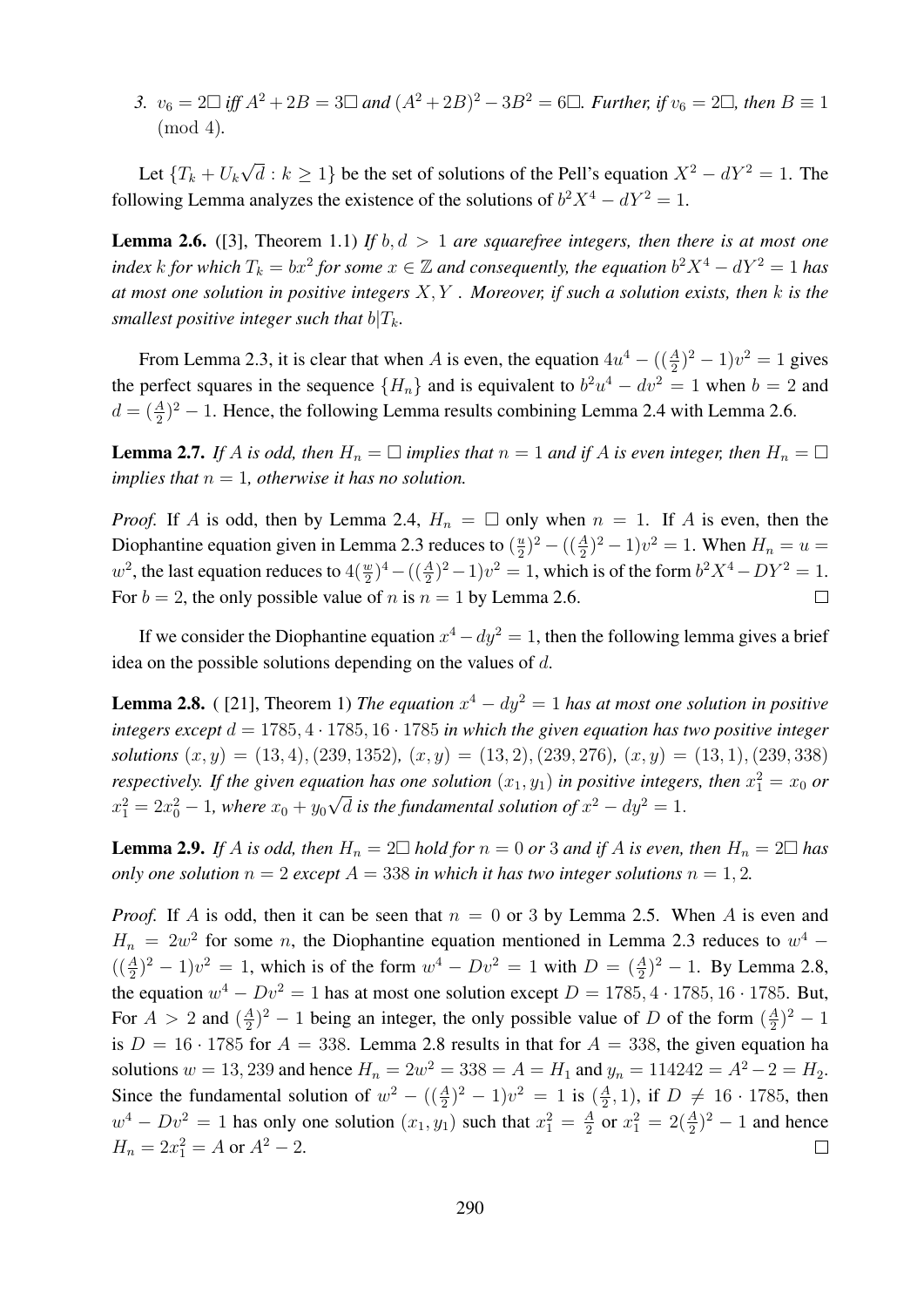3. $v_6 = 2\square$ *iff* $A^2 + 2B = 3\square$ *and* $(A^2+2B)^2 - 3B^2 = 6\square$. *Further, if* $v_6 = 2\square$*, then* $B \equiv 1 \pmod 4$.

Let $\{T_k + U_k\sqrt{d} : k \geq 1\}$ be the set of solutions of the Pell's equation $X^2 - dY^2 = 1$. The following Lemma analyzes the existence of the solutions of $b^2X^4 - dY^2 = 1$.

**Lemma 2.6.** ([3], Theorem 1.1) *If* $b, d > 1$ *are squarefree integers, then there is at most one index* $k$ *for which* $T_k = bx^2$ *for some* $x \in \mathbb{Z}$ *and consequently, the equation* $b^2X^4 - dY^2 = 1$ *has at most one solution in positive integers* $X, Y$ *. Moreover, if such a solution exists, then* $k$ *is the smallest positive integer such that* $b|T_k$.

From Lemma 2.3, it is clear that when $A$ is even, the equation $4u^4 - ((\frac{A}{2})^2 - 1)v^2 = 1$ gives the perfect squares in the sequence $\{H_n\}$ and is equivalent to $b^2u^4 - dv^2 = 1$ when $b = 2$ and $d = (\frac{A}{2})^2 - 1$. Hence, the following Lemma results combining Lemma 2.4 with Lemma 2.6.

**Lemma 2.7.** *If* $A$ *is odd, then* $H_n = \square$ *implies that* $n = 1$ *and if* $A$ *is even integer, then* $H_n = \square$ *implies that* $n = 1$*, otherwise it has no solution.*

*Proof.* If $A$ is odd, then by Lemma 2.4, $H_n = \square$ only when $n = 1$. If $A$ is even, then the Diophantine equation given in Lemma 2.3 reduces to $(\frac{u}{2})^2 - ((\frac{A}{2})^2 - 1)v^2 = 1$. When $H_n = u = w^2$, the last equation reduces to $4(\frac{w}{2})^4 - ((\frac{A}{2})^2 - 1)v^2 = 1$, which is of the form $b^2X^4 - DY^2 = 1$. For $b = 2$, the only possible value of $n$ is $n = 1$ by Lemma 2.6. $\square$

If we consider the Diophantine equation $x^4 - dy^2 = 1$, then the following lemma gives a brief idea on the possible solutions depending on the values of $d$.

**Lemma 2.8.** ( [21], Theorem 1) *The equation* $x^4 - dy^2 = 1$ *has at most one solution in positive integers except* $d = 1785, 4 \cdot 1785, 16 \cdot 1785$ *in which the given equation has two positive integer solutions* $(x, y) = (13, 4), (239, 1352)$*,* $(x, y) = (13, 2), (239, 276)$*,* $(x, y) = (13, 1), (239, 338)$ *respectively. If the given equation has one solution* $(x_1, y_1)$ *in positive integers, then* $x_1^2 = x_0$ *or* $x_1^2 = 2x_0^2 - 1$*, where* $x_0 + y_0\sqrt{d}$ *is the fundamental solution of* $x^2 - dy^2 = 1$.

**Lemma 2.9.** *If* $A$ *is odd, then* $H_n = 2\square$ *hold for* $n = 0$ *or* $3$ *and if* $A$ *is even, then* $H_n = 2\square$ *has only one solution* $n = 2$ *except* $A = 338$ *in which it has two integer solutions* $n = 1, 2$.

*Proof.* If $A$ is odd, then it can be seen that $n = 0$ or $3$ by Lemma 2.5. When $A$ is even and $H_n = 2w^2$ for some $n$, the Diophantine equation mentioned in Lemma 2.3 reduces to $w^4 - ((\frac{A}{2})^2 - 1)v^2 = 1$, which is of the form $w^4 - Dv^2 = 1$ with $D = (\frac{A}{2})^2 - 1$. By Lemma 2.8, the equation $w^4 - Dv^2 = 1$ has at most one solution except $D = 1785, 4 \cdot 1785, 16 \cdot 1785$. But, For $A > 2$ and $(\frac{A}{2})^2 - 1$ being an integer, the only possible value of $D$ of the form $(\frac{A}{2})^2 - 1$ is $D = 16 \cdot 1785$ for $A = 338$. Lemma 2.8 results in that for $A = 338$, the given equation ha solutions $w = 13, 239$ and hence $H_n = 2w^2 = 338 = A = H_1$ and $y_n = 114242 = A^2 - 2 = H_2$. Since the fundamental solution of $w^2 - ((\frac{A}{2})^2 - 1)v^2 = 1$ is $(\frac{A}{2}, 1)$, if $D \neq 16 \cdot 1785$, then $w^4 - Dv^2 = 1$ has only one solution $(x_1, y_1)$ such that $x_1^2 = \frac{A}{2}$ or $x_1^2 = 2(\frac{A}{2})^2 - 1$ and hence $H_n = 2x_1^2 = A$ or $A^2 - 2$. $\square$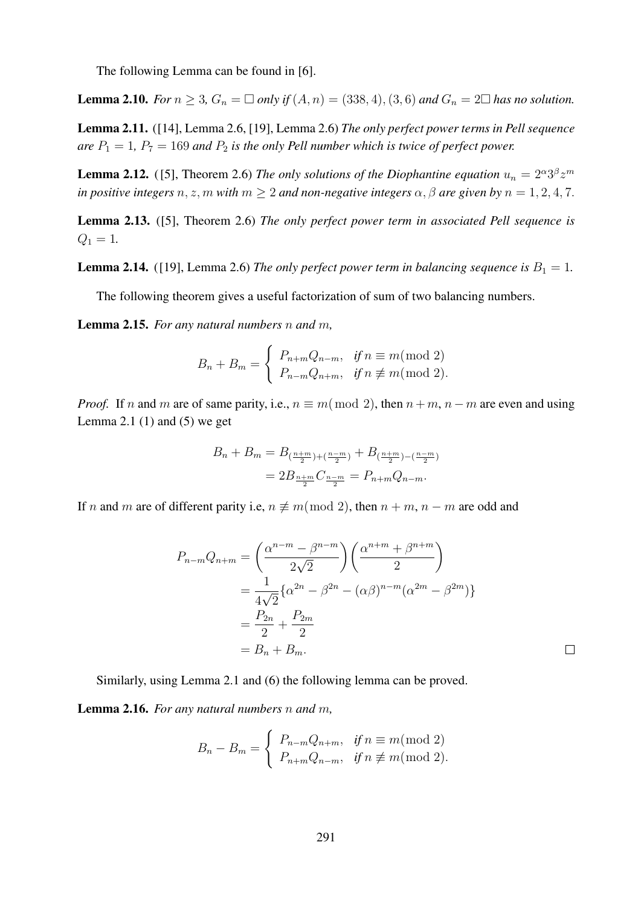The following Lemma can be found in [6].

**Lemma 2.10.** *For $n \geq 3$, $G_n = \square$ only if $(A, n) = (338, 4), (3, 6)$ and $G_n = 2\square$ has no solution.*

**Lemma 2.11.** ([14], Lemma 2.6, [19], Lemma 2.6) *The only perfect power terms in Pell sequence are $P_1 = 1$, $P_7 = 169$ and $P_2$ is the only Pell number which is twice of perfect power.*

**Lemma 2.12.** ([5], Theorem 2.6) *The only solutions of the Diophantine equation $u_n = 2^\alpha 3^\beta z^m$ in positive integers $n, z, m$ with $m \geq 2$ and non-negative integers $\alpha, \beta$ are given by $n = 1, 2, 4, 7$.*

**Lemma 2.13.** ([5], Theorem 2.6) *The only perfect power term in associated Pell sequence is $Q_1 = 1$.*

**Lemma 2.14.** ([19], Lemma 2.6) *The only perfect power term in balancing sequence is $B_1 = 1$.*

The following theorem gives a useful factorization of sum of two balancing numbers.

**Lemma 2.15.** *For any natural numbers $n$ and $m$,*

$$B_n + B_m = \begin{cases} P_{n+m}Q_{n-m}, & \text{if } n \equiv m (\text{mod } 2) \\ P_{n-m}Q_{n+m}, & \text{if } n \not\equiv m (\text{mod } 2). \end{cases}$$

*Proof.* If $n$ and $m$ are of same parity, i.e., $n \equiv m(\text{ mod } 2)$, then $n+m$, $n-m$ are even and using Lemma 2.1 (1) and (5) we get

$$\begin{aligned} B_n + B_m &= B_{(\frac{n+m}{2})+(\frac{n-m}{2})} + B_{(\frac{n+m}{2})-(\frac{n-m}{2})} \\ &= 2B_{\frac{n+m}{2}}C_{\frac{n-m}{2}} = P_{n+m}Q_{n-m}. \end{aligned}$$

If $n$ and $m$ are of different parity i.e, $n \not\equiv m(\text{mod } 2)$, then $n+m$, $n-m$ are odd and

$$\begin{aligned} P_{n-m}Q_{n+m} &= \left(\frac{\alpha^{n-m} - \beta^{n-m}}{2\sqrt{2}}\right)\left(\frac{\alpha^{n+m} + \beta^{n+m}}{2}\right) \\ &= \frac{1}{4\sqrt{2}}\{\alpha^{2n} - \beta^{2n} - (\alpha\beta)^{n-m}(\alpha^{2m} - \beta^{2m})\} \\ &= \frac{P_{2n}}{2} + \frac{P_{2m}}{2} \\ &= B_n + B_m. \end{aligned}$$

□

Similarly, using Lemma 2.1 and (6) the following lemma can be proved.

**Lemma 2.16.** *For any natural numbers $n$ and $m$,*

$$B_n - B_m = \begin{cases} P_{n-m}Q_{n+m}, & \text{if } n \equiv m (\text{mod } 2) \\ P_{n+m}Q_{n-m}, & \text{if } n \not\equiv m (\text{mod } 2). \end{cases}$$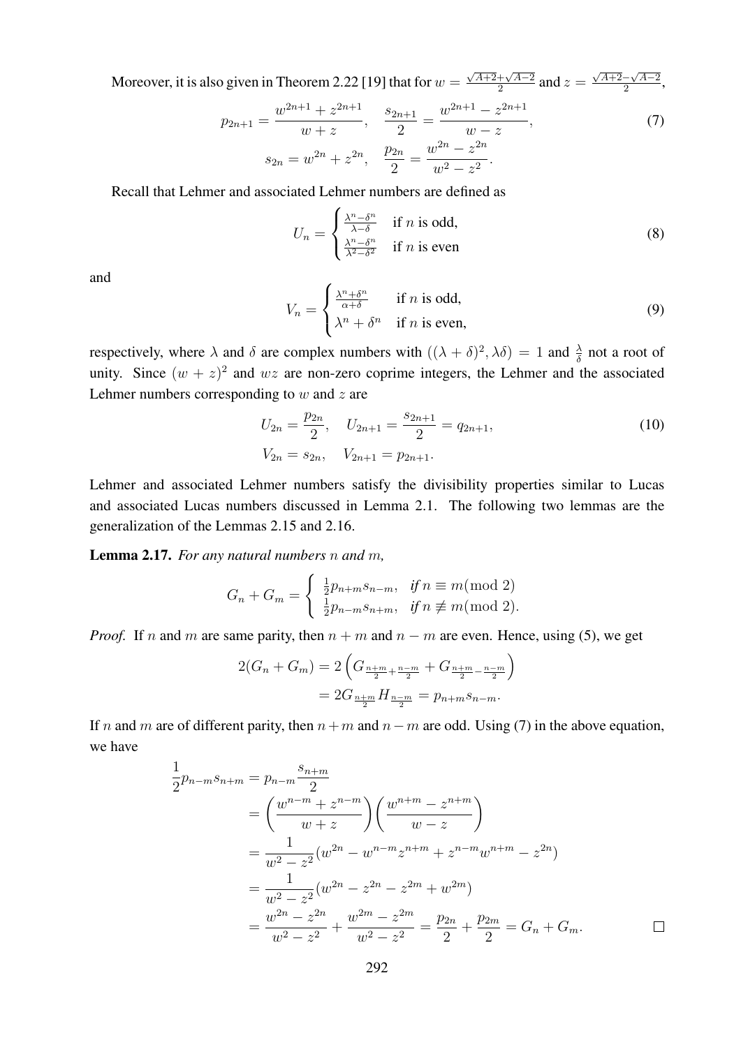Moreover, it is also given in Theorem 2.22 [19] that for $w = \frac{\sqrt{A+2}+\sqrt{A-2}}{2}$ and $z = \frac{\sqrt{A+2}-\sqrt{A-2}}{2}$,

$$
\begin{aligned}
p_{2n+1} = \frac{w^{2n+1} + z^{2n+1}}{w+z}, \quad \frac{s_{2n+1}}{2} = \frac{w^{2n+1} - z^{2n+1}}{w-z}, \\
s_{2n} = w^{2n} + z^{2n}, \quad \frac{p_{2n}}{2} = \frac{w^{2n} - z^{2n}}{w^2 - z^2}.
\end{aligned}
\tag{7}
$$

Recall that Lehmer and associated Lehmer numbers are defined as

$$
U_n = \begin{cases} \frac{\lambda^n - \delta^n}{\lambda - \delta} & \text{if } n \text{ is odd,} \\ \frac{\lambda^n - \delta^n}{\lambda^2 - \delta^2} & \text{if } n \text{ is even} \end{cases} \tag{8}
$$

and

$$
V_n = \begin{cases} \frac{\lambda^n + \delta^n}{\alpha + \delta} & \text{if } n \text{ is odd,} \\ \lambda^n + \delta^n & \text{if } n \text{ is even,} \end{cases} \tag{9}
$$

respectively, where $\lambda$ and $\delta$ are complex numbers with $((\lambda+\delta)^2, \lambda\delta) = 1$ and $\frac{\lambda}{\delta}$ not a root of unity. Since $(w+z)^2$ and $wz$ are non-zero coprime integers, the Lehmer and the associated Lehmer numbers corresponding to $w$ and $z$ are

$$
\begin{aligned}
&U_{2n} = \frac{p_{2n}}{2}, \quad U_{2n+1} = \frac{s_{2n+1}}{2} = q_{2n+1}, \\
&V_{2n} = s_{2n}, \quad V_{2n+1} = p_{2n+1}.
\end{aligned}
\tag{10}
$$

Lehmer and associated Lehmer numbers satisfy the divisibility properties similar to Lucas and associated Lucas numbers discussed in Lemma 2.1. The following two lemmas are the generalization of the Lemmas 2.15 and 2.16.

**Lemma 2.17.** *For any natural numbers $n$ and $m$,*

$$
G_n + G_m = \begin{cases} \frac{1}{2} p_{n+m} s_{n-m}, & \text{if } n \equiv m \pmod 2 \\ \frac{1}{2} p_{n-m} s_{n+m}, & \text{if } n \not\equiv m \pmod 2. \end{cases}
$$

*Proof.* If $n$ and $m$ are same parity, then $n+m$ and $n-m$ are even. Hence, using (5), we get

$$
\begin{aligned}
2(G_n + G_m) &= 2\left(G_{\frac{n+m}{2}+\frac{n-m}{2}} + G_{\frac{n+m}{2}-\frac{n-m}{2}}\right) \\
&= 2G_{\frac{n+m}{2}} H_{\frac{n-m}{2}} = p_{n+m} s_{n-m}.
\end{aligned}
$$

If $n$ and $m$ are of different parity, then $n+m$ and $n-m$ are odd. Using (7) in the above equation, we have

$$
\begin{aligned}
\frac{1}{2} p_{n-m} s_{n+m} &= p_{n-m} \frac{s_{n+m}}{2} \\
&= \left(\frac{w^{n-m} + z^{n-m}}{w+z}\right)\left(\frac{w^{n+m} - z^{n+m}}{w-z}\right) \\
&= \frac{1}{w^2 - z^2}(w^{2n} - w^{n-m} z^{n+m} + z^{n-m} w^{n+m} - z^{2n}) \\
&= \frac{1}{w^2 - z^2}(w^{2n} - z^{2n} - z^{2m} + w^{2m}) \\
&= \frac{w^{2n} - z^{2n}}{w^2 - z^2} + \frac{w^{2m} - z^{2m}}{w^2 - z^2} = \frac{p_{2n}}{2} + \frac{p_{2m}}{2} = G_n + G_m.
\end{aligned}
$$

$\square$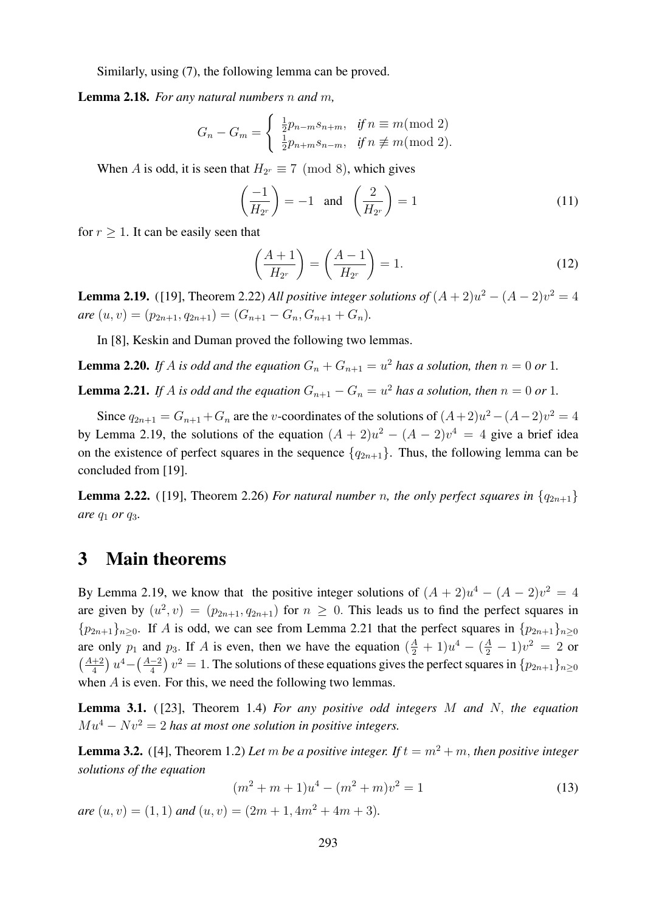Similarly, using (7), the following lemma can be proved.

**Lemma 2.18.** *For any natural numbers $n$ and $m$,*

$$G_n - G_m = \begin{cases} \frac{1}{2}p_{n-m}s_{n+m}, & \text{if } n \equiv m \pmod 2 \\ \frac{1}{2}p_{n+m}s_{n-m}, & \text{if } n \not\equiv m \pmod 2. \end{cases}$$

When $A$ is odd, it is seen that $H_{2^r} \equiv 7 \pmod 8$, which gives

$$\left(\frac{-1}{H_{2^r}}\right) = -1 \quad \text{and} \quad \left(\frac{2}{H_{2^r}}\right) = 1 \tag{11}$$

for $r \geq 1$. It can be easily seen that

$$\left(\frac{A+1}{H_{2^r}}\right) = \left(\frac{A-1}{H_{2^r}}\right) = 1. \tag{12}$$

**Lemma 2.19.** ([19], Theorem 2.22) *All positive integer solutions of $(A+2)u^2 - (A-2)v^2 = 4$ are $(u, v) = (p_{2n+1}, q_{2n+1}) = (G_{n+1} - G_n, G_{n+1} + G_n)$.*

In [8], Keskin and Duman proved the following two lemmas.

**Lemma 2.20.** *If $A$ is odd and the equation $G_n + G_{n+1} = u^2$ has a solution, then $n = 0$ or $1$.*

**Lemma 2.21.** *If $A$ is odd and the equation $G_{n+1} - G_n = u^2$ has a solution, then $n = 0$ or $1$.*

Since $q_{2n+1} = G_{n+1} + G_n$ are the $v$-coordinates of the solutions of $(A+2)u^2 - (A-2)v^2 = 4$ by Lemma 2.19, the solutions of the equation $(A+2)u^2 - (A-2)v^4 = 4$ give a brief idea on the existence of perfect squares in the sequence $\{q_{2n+1}\}$. Thus, the following lemma can be concluded from [19].

**Lemma 2.22.** ([19], Theorem 2.26) *For natural number $n$, the only perfect squares in $\{q_{2n+1}\}$ are $q_1$ or $q_3$.*

# 3 Main theorems

By Lemma 2.19, we know that the positive integer solutions of $(A+2)u^4 - (A-2)v^2 = 4$ are given by $(u^2, v) = (p_{2n+1}, q_{2n+1})$ for $n \geq 0$. This leads us to find the perfect squares in $\{p_{2n+1}\}_{n\geq 0}$. If $A$ is odd, we can see from Lemma 2.21 that the perfect squares in $\{p_{2n+1}\}_{n\geq 0}$ are only $p_1$ and $p_3$. If $A$ is even, then we have the equation $(\frac{A}{2}+1)u^4 - (\frac{A}{2}-1)v^2 = 2$ or $\left(\frac{A+2}{4}\right)u^4 - \left(\frac{A-2}{4}\right)v^2 = 1$. The solutions of these equations gives the perfect squares in $\{p_{2n+1}\}_{n\geq 0}$ when $A$ is even. For this, we need the following two lemmas.

**Lemma 3.1.** ([23], Theorem 1.4) *For any positive odd integers $M$ and $N$, the equation $Mu^4 - Nv^2 = 2$ has at most one solution in positive integers.*

**Lemma 3.2.** ([4], Theorem 1.2) *Let $m$ be a positive integer. If $t = m^2 + m$, then positive integer solutions of the equation*

$$(m^2 + m + 1)u^4 - (m^2 + m)v^2 = 1 \tag{13}$$

*are $(u, v) = (1, 1)$ and $(u, v) = (2m + 1, 4m^2 + 4m + 3)$.*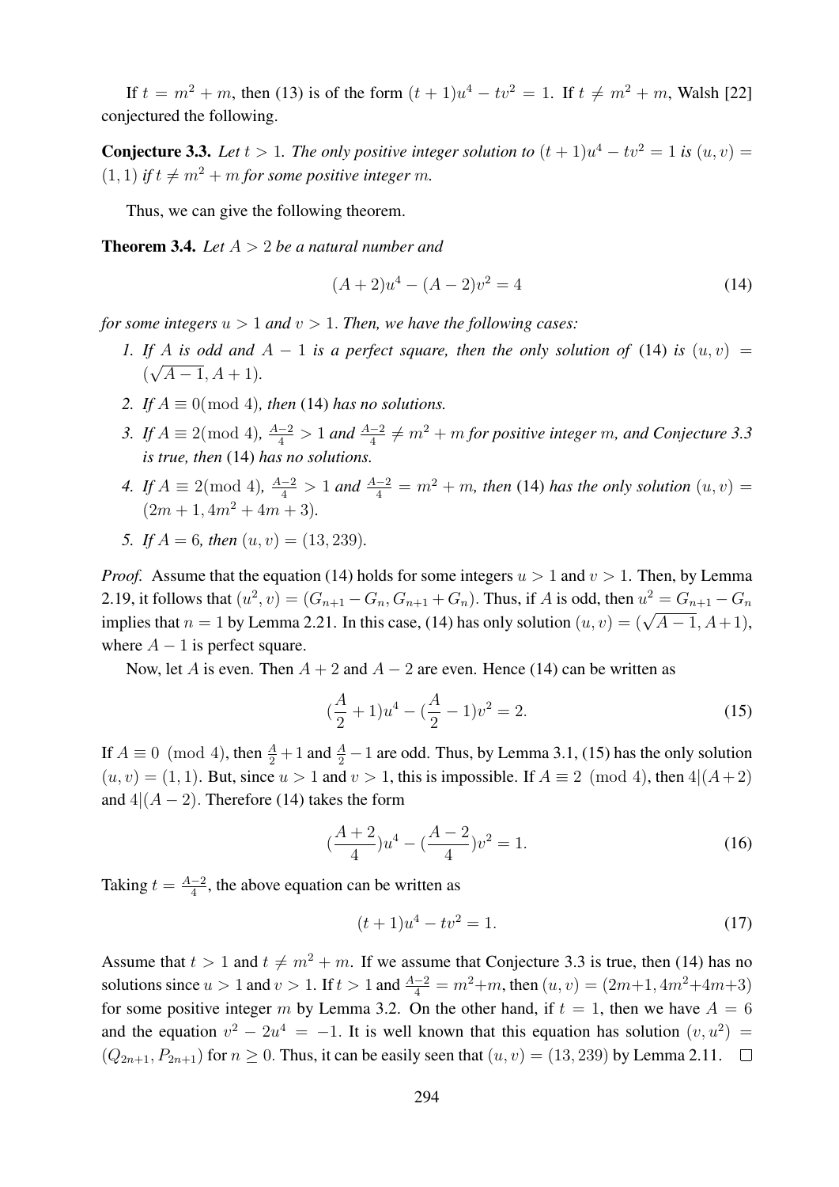If $t = m^2 + m$, then (13) is of the form $(t+1)u^4 - tv^2 = 1$. If $t \neq m^2 + m$, Walsh [22] conjectured the following.

**Conjecture 3.3.** *Let $t > 1$. The only positive integer solution to $(t+1)u^4 - tv^2 = 1$ is $(u, v) = (1, 1)$ if $t \neq m^2 + m$ for some positive integer $m$.*

Thus, we can give the following theorem.

**Theorem 3.4.** *Let $A > 2$ be a natural number and*

$$(A+2)u^4 - (A-2)v^2 = 4 \tag{14}$$

*for some integers $u > 1$ and $v > 1$. Then, we have the following cases:*

1. *If $A$ is odd and $A - 1$ is a perfect square, then the only solution of (14) is $(u, v) = (\sqrt{A-1}, A+1)$.*
2. *If $A \equiv 0 (\bmod 4)$, then (14) has no solutions.*
3. *If $A \equiv 2 (\bmod 4)$, $\frac{A-2}{4} > 1$ and $\frac{A-2}{4} \neq m^2 + m$ for positive integer $m$, and Conjecture 3.3 is true, then (14) has no solutions.*
4. *If $A \equiv 2 (\bmod 4)$, $\frac{A-2}{4} > 1$ and $\frac{A-2}{4} = m^2 + m$, then (14) has the only solution $(u, v) = (2m+1, 4m^2 + 4m + 3)$.*
5. *If $A = 6$, then $(u, v) = (13, 239)$.*

*Proof.* Assume that the equation (14) holds for some integers $u > 1$ and $v > 1$. Then, by Lemma 2.19, it follows that $(u^2, v) = (G_{n+1} - G_n, G_{n+1} + G_n)$. Thus, if $A$ is odd, then $u^2 = G_{n+1} - G_n$ implies that $n = 1$ by Lemma 2.21. In this case, (14) has only solution $(u, v) = (\sqrt{A-1}, A+1)$, where $A - 1$ is perfect square.

Now, let $A$ is even. Then $A + 2$ and $A - 2$ are even. Hence (14) can be written as

$$(\frac{A}{2} + 1)u^4 - (\frac{A}{2} - 1)v^2 = 2. \tag{15}$$

If $A \equiv 0 \pmod 4$, then $\frac{A}{2} + 1$ and $\frac{A}{2} - 1$ are odd. Thus, by Lemma 3.1, (15) has the only solution $(u, v) = (1, 1)$. But, since $u > 1$ and $v > 1$, this is impossible. If $A \equiv 2 \pmod 4$, then $4 | (A+2)$ and $4 | (A-2)$. Therefore (14) takes the form

$$(\frac{A+2}{4})u^4 - (\frac{A-2}{4})v^2 = 1. \tag{16}$$

Taking $t = \frac{A-2}{4}$, the above equation can be written as

$$(t+1)u^4 - tv^2 = 1. \tag{17}$$

Assume that $t > 1$ and $t \neq m^2 + m$. If we assume that Conjecture 3.3 is true, then (14) has no solutions since $u > 1$ and $v > 1$. If $t > 1$ and $\frac{A-2}{4} = m^2 + m$, then $(u, v) = (2m+1, 4m^2 + 4m + 3)$ for some positive integer $m$ by Lemma 3.2. On the other hand, if $t = 1$, then we have $A = 6$ and the equation $v^2 - 2u^4 = -1$. It is well known that this equation has solution $(v, u^2) = (Q_{2n+1}, P_{2n+1})$ for $n \geq 0$. Thus, it can be easily seen that $(u, v) = (13, 239)$ by Lemma 2.11. $\square$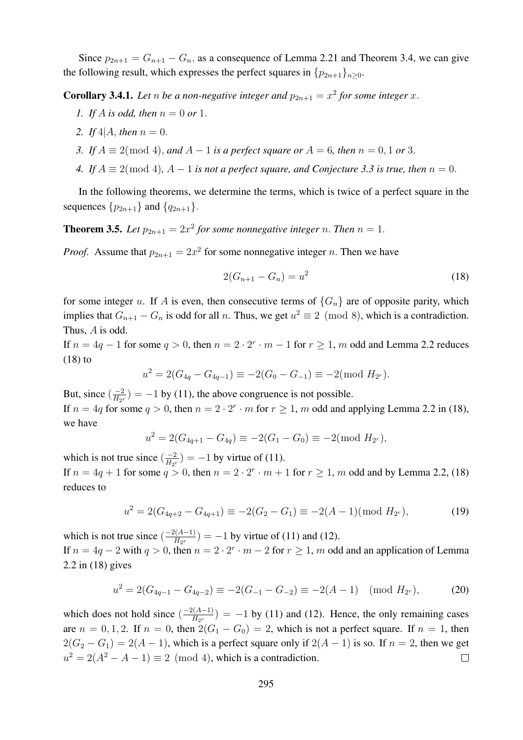Since $p_{2n+1} = G_{n+1} - G_n$, as a consequence of Lemma 2.21 and Theorem 3.4, we can give the following result, which expresses the perfect squares in $\{p_{2n+1}\}_{n\geq 0}$.

**Corollary 3.4.1.** *Let $n$ be a non-negative integer and $p_{2n+1} = x^2$ for some integer $x$.*

1. *If $A$ is odd, then $n = 0$ or $1$.*
2. *If $4|A$, then $n = 0$.*
3. *If $A \equiv 2 (\bmod\ 4)$, and $A - 1$ is a perfect square or $A = 6$, then $n = 0, 1$ or $3$.*
4. *If $A \equiv 2 (\bmod\ 4)$, $A - 1$ is not a perfect square, and Conjecture 3.3 is true, then $n = 0$.*

In the following theorems, we determine the terms, which is twice of a perfect square in the sequences $\{p_{2n+1}\}$ and $\{q_{2n+1}\}$.

**Theorem 3.5.** *Let $p_{2n+1} = 2x^2$ for some nonnegative integer $n$. Then $n = 1$.*

*Proof.* Assume that $p_{2n+1} = 2x^2$ for some nonnegative integer $n$. Then we have

$$2(G_{n+1} - G_n) = u^2 \tag{18}$$

for some integer $u$. If $A$ is even, then consecutive terms of $\{G_n\}$ are of opposite parity, which implies that $G_{n+1} - G_n$ is odd for all $n$. Thus, we get $u^2 \equiv 2 \pmod 8$, which is a contradiction. Thus, $A$ is odd.

If $n = 4q - 1$ for some $q > 0$, then $n = 2 \cdot 2^r \cdot m - 1$ for $r \geq 1$, $m$ odd and Lemma 2.2 reduces (18) to

$$u^2 = 2(G_{4q} - G_{4q-1}) \equiv -2(G_0 - G_{-1}) \equiv -2 (\bmod\ H_{2^r}).$$

But, since $(\frac{-2}{H_{2^r}}) = -1$ by (11), the above congruence is not possible.

If $n = 4q$ for some $q > 0$, then $n = 2 \cdot 2^r \cdot m$ for $r \geq 1$, $m$ odd and applying Lemma 2.2 in (18), we have

$$u^2 = 2(G_{4q+1} - G_{4q}) \equiv -2(G_1 - G_0) \equiv -2 (\bmod\ H_{2^r}),$$

which is not true since $(\frac{-2}{H_{2^r}}) = -1$ by virtue of (11).

If $n = 4q + 1$ for some $q > 0$, then $n = 2 \cdot 2^r \cdot m + 1$ for $r \geq 1$, $m$ odd and by Lemma 2.2, (18) reduces to

$$u^2 = 2(G_{4q+2} - G_{4q+1}) \equiv -2(G_2 - G_1) \equiv -2(A-1) (\bmod\ H_{2^r}), \tag{19}$$

which is not true since $(\frac{-2(A-1)}{H_{2^r}}) = -1$ by virtue of (11) and (12).

If $n = 4q - 2$ with $q > 0$, then $n = 2 \cdot 2^r \cdot m - 2$ for $r \geq 1$, $m$ odd and an application of Lemma 2.2 in (18) gives

$$u^2 = 2(G_{4q-1} - G_{4q-2}) \equiv -2(G_{-1} - G_{-2}) \equiv -2(A-1) \pmod{H_{2^r}}, \tag{20}$$

which does not hold since $(\frac{-2(A-1)}{H_{2^r}}) = -1$ by (11) and (12). Hence, the only remaining cases are $n = 0, 1, 2$. If $n = 0$, then $2(G_1 - G_0) = 2$, which is not a perfect square. If $n = 1$, then $2(G_2 - G_1) = 2(A-1)$, which is a perfect square only if $2(A-1)$ is so. If $n = 2$, then we get $u^2 = 2(A^2 - A - 1) \equiv 2 \pmod 4$, which is a contradiction. $\square$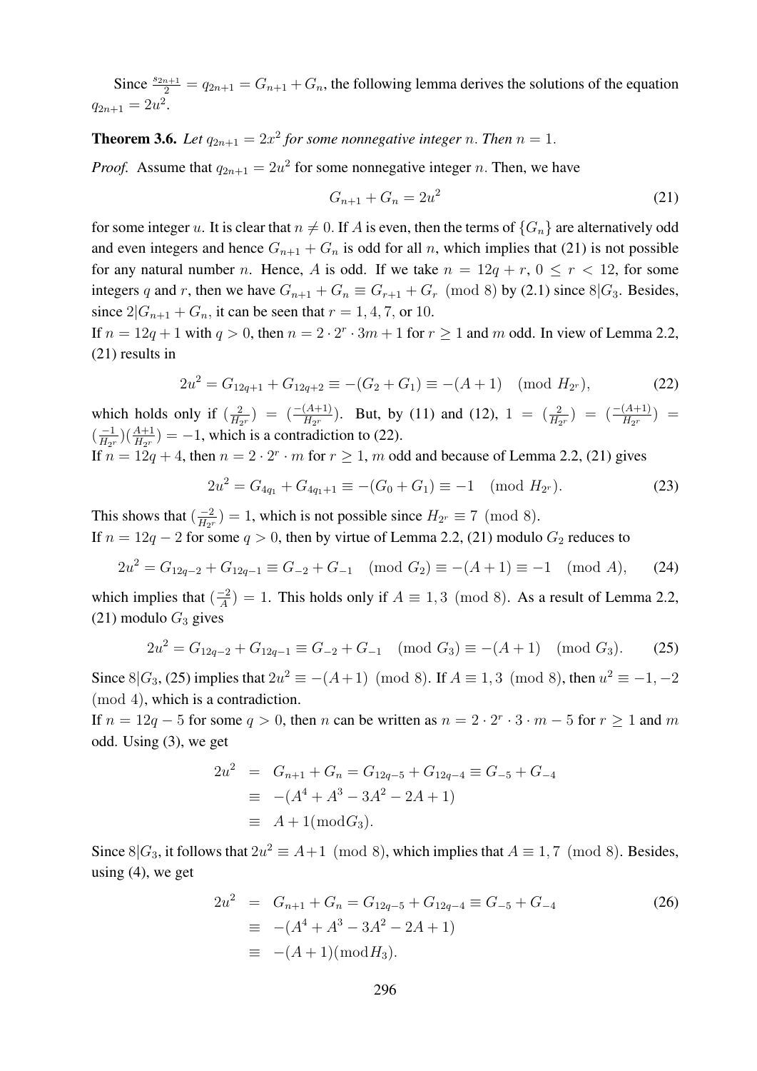Since $\frac{s_{2n+1}}{2} = q_{2n+1} = G_{n+1} + G_n$, the following lemma derives the solutions of the equation $q_{2n+1} = 2u^2$.

**Theorem 3.6.** *Let $q_{2n+1} = 2x^2$ for some nonnegative integer $n$. Then $n = 1$.*

*Proof.* Assume that $q_{2n+1} = 2u^2$ for some nonnegative integer $n$. Then, we have

$$G_{n+1} + G_n = 2u^2 \tag{21}$$

for some integer $u$. It is clear that $n \neq 0$. If $A$ is even, then the terms of $\{G_n\}$ are alternatively odd and even integers and hence $G_{n+1} + G_n$ is odd for all $n$, which implies that (21) is not possible for any natural number $n$. Hence, $A$ is odd. If we take $n = 12q + r$, $0 \leq r < 12$, for some integers $q$ and $r$, then we have $G_{n+1} + G_n \equiv G_{r+1} + G_r \pmod 8$ by (2.1) since $8|G_3$. Besides, since $2|G_{n+1} + G_n$, it can be seen that $r = 1, 4, 7$, or $10$.

If $n = 12q + 1$ with $q > 0$, then $n = 2 \cdot 2^r \cdot 3m + 1$ for $r \geq 1$ and $m$ odd. In view of Lemma 2.2, (21) results in

$$2u^2 = G_{12q+1} + G_{12q+2} \equiv -(G_2 + G_1) \equiv -(A+1) \pmod{H_{2^r}}, \tag{22}$$

which holds only if $(\frac{2}{H_{2^r}}) = (\frac{-(A+1)}{H_{2^r}})$. But, by (11) and (12), $1 = (\frac{2}{H_{2^r}}) = (\frac{-(A+1)}{H_{2^r}}) = (\frac{-1}{H_{2^r}})(\frac{A+1}{H_{2^r}}) = -1$, which is a contradiction to (22).

If $n = 12q + 4$, then $n = 2 \cdot 2^r \cdot m$ for $r \geq 1$, $m$ odd and because of Lemma 2.2, (21) gives

$$2u^2 = G_{4q_1} + G_{4q_1+1} \equiv -(G_0 + G_1) \equiv -1 \pmod{H_{2^r}}. \tag{23}$$

This shows that $(\frac{-2}{H_{2^r}}) = 1$, which is not possible since $H_{2^r} \equiv 7 \pmod 8$.

If $n = 12q - 2$ for some $q > 0$, then by virtue of Lemma 2.2, (21) modulo $G_2$ reduces to

$$2u^2 = G_{12q-2} + G_{12q-1} \equiv G_{-2} + G_{-1} \pmod{G_2} \equiv -(A+1) \equiv -1 \pmod A, \tag{24}$$

which implies that $(\frac{-2}{A}) = 1$. This holds only if $A \equiv 1, 3 \pmod 8$. As a result of Lemma 2.2, (21) modulo $G_3$ gives

$$2u^2 = G_{12q-2} + G_{12q-1} \equiv G_{-2} + G_{-1} \pmod{G_3} \equiv -(A+1) \pmod{G_3}. \tag{25}$$

Since $8|G_3$, (25) implies that $2u^2 \equiv -(A+1) \pmod 8$. If $A \equiv 1, 3 \pmod 8$, then $u^2 \equiv -1, -2 \pmod 4$, which is a contradiction.

If $n = 12q - 5$ for some $q > 0$, then $n$ can be written as $n = 2 \cdot 2^r \cdot 3 \cdot m - 5$ for $r \geq 1$ and $m$ odd. Using (3), we get

$$\begin{aligned}
2u^2 &= G_{n+1} + G_n = G_{12q-5} + G_{12q-4} \equiv G_{-5} + G_{-4} \\
&\equiv -(A^4 + A^3 - 3A^2 - 2A + 1) \\
&\equiv A + 1 (\text{mod} G_3).
\end{aligned}$$

Since $8|G_3$, it follows that $2u^2 \equiv A+1 \pmod 8$, which implies that $A \equiv 1, 7 \pmod 8$. Besides, using (4), we get

$$\begin{aligned}
2u^2 &= G_{n+1} + G_n = G_{12q-5} + G_{12q-4} \equiv G_{-5} + G_{-4} \\
&\equiv -(A^4 + A^3 - 3A^2 - 2A + 1) \\
&\equiv -(A+1) (\text{mod} H_3).
\end{aligned} \tag{26}$$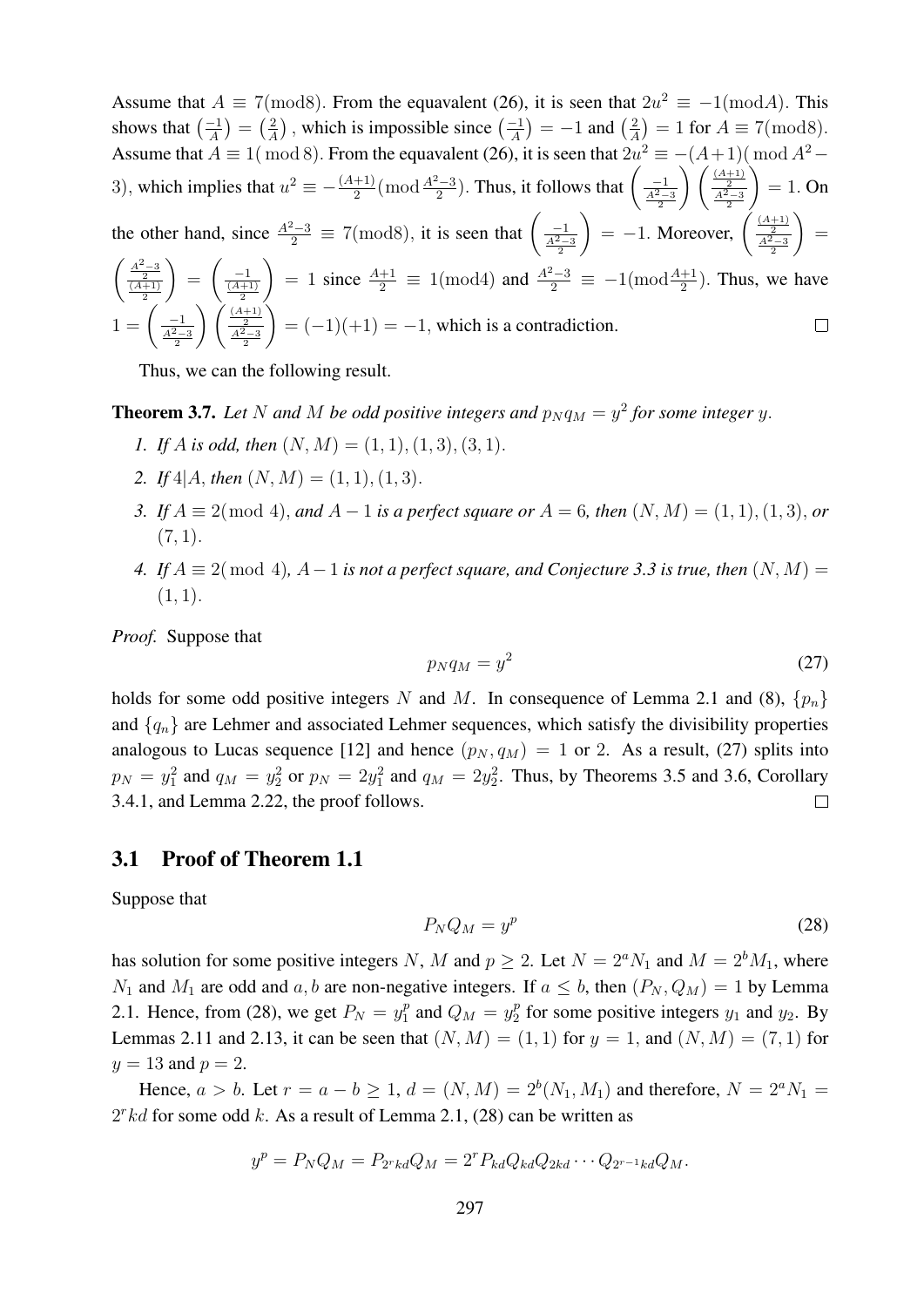Assume that $A \equiv 7(\text{mod}8)$. From the equavalent (26), it is seen that $2u^2 \equiv -1(\text{mod}A)$. This shows that $\left(\frac{-1}{A}\right) = \left(\frac{2}{A}\right)$, which is impossible since $\left(\frac{-1}{A}\right) = -1$ and $\left(\frac{2}{A}\right) = 1$ for $A \equiv 7(\text{mod}8)$. Assume that $A \equiv 1(\bmod 8)$. From the equavalent (26), it is seen that $2u^2 \equiv -(A+1)(\bmod A^2-3)$, which implies that $u^2 \equiv -\frac{(A+1)}{2}(\bmod \frac{A^2-3}{2})$. Thus, it follows that $\left(\frac{-1}{\frac{A^2-3}{2}}\right)\left(\frac{\frac{(A+1)}{2}}{\frac{A^2-3}{2}}\right) = 1$. On the other hand, since $\frac{A^2-3}{2} \equiv 7(\text{mod}8)$, it is seen that $\left(\frac{-1}{\frac{A^2-3}{2}}\right) = -1$. Moreover, $\left(\frac{\frac{(A+1)}{2}}{\frac{A^2-3}{2}}\right) = \left(\frac{\frac{A^2-3}{2}}{\frac{(A+1)}{2}}\right) = \left(\frac{-1}{\frac{(A+1)}{2}}\right) = 1$ since $\frac{A+1}{2} \equiv 1(\text{mod}4)$ and $\frac{A^2-3}{2} \equiv -1(\text{mod}\frac{A+1}{2})$. Thus, we have $1 = \left(\frac{-1}{\frac{A^2-3}{2}}\right)\left(\frac{\frac{(A+1)}{2}}{\frac{A^2-3}{2}}\right) = (-1)(+1) = -1$, which is a contradiction. □

Thus, we can the following result.

**Theorem 3.7.** *Let $N$ and $M$ be odd positive integers and $p_N q_M = y^2$ for some integer $y$.*

1. *If $A$ is odd, then $(N, M) = (1, 1), (1, 3), (3, 1)$.*
2. *If $4|A$, then $(N, M) = (1, 1), (1, 3)$.*
3. *If $A \equiv 2(\bmod 4)$, and $A - 1$ is a perfect square or $A = 6$, then $(N, M) = (1, 1), (1, 3)$, or $(7, 1)$.*
4. *If $A \equiv 2(\bmod 4)$, $A-1$ is not a perfect square, and Conjecture 3.3 is true, then $(N, M) = (1, 1)$.*

*Proof.* Suppose that

$$p_N q_M = y^2 \tag{27}$$

holds for some odd positive integers $N$ and $M$. In consequence of Lemma 2.1 and (8), $\{p_n\}$ and $\{q_n\}$ are Lehmer and associated Lehmer sequences, which satisfy the divisibility properties analogous to Lucas sequence [12] and hence $(p_N, q_M) = 1$ or 2. As a result, (27) splits into $p_N = y_1^2$ and $q_M = y_2^2$ or $p_N = 2y_1^2$ and $q_M = 2y_2^2$. Thus, by Theorems 3.5 and 3.6, Corollary 3.4.1, and Lemma 2.22, the proof follows. □

## 3.1 Proof of Theorem 1.1

Suppose that

$$P_N Q_M = y^p \tag{28}$$

has solution for some positive integers $N$, $M$ and $p \geq 2$. Let $N = 2^a N_1$ and $M = 2^b M_1$, where $N_1$ and $M_1$ are odd and $a, b$ are non-negative integers. If $a \leq b$, then $(P_N, Q_M) = 1$ by Lemma 2.1. Hence, from (28), we get $P_N = y_1^p$ and $Q_M = y_2^p$ for some positive integers $y_1$ and $y_2$. By Lemmas 2.11 and 2.13, it can be seen that $(N, M) = (1, 1)$ for $y = 1$, and $(N, M) = (7, 1)$ for $y = 13$ and $p = 2$.

Hence, $a > b$. Let $r = a - b \geq 1$, $d = (N, M) = 2^b(N_1, M_1)$ and therefore, $N = 2^a N_1 = 2^r kd$ for some odd $k$. As a result of Lemma 2.1, (28) can be written as

$$y^p = P_N Q_M = P_{2^r kd} Q_M = 2^r P_{kd} Q_{kd} Q_{2kd} \cdots Q_{2^{r-1}kd} Q_M.$$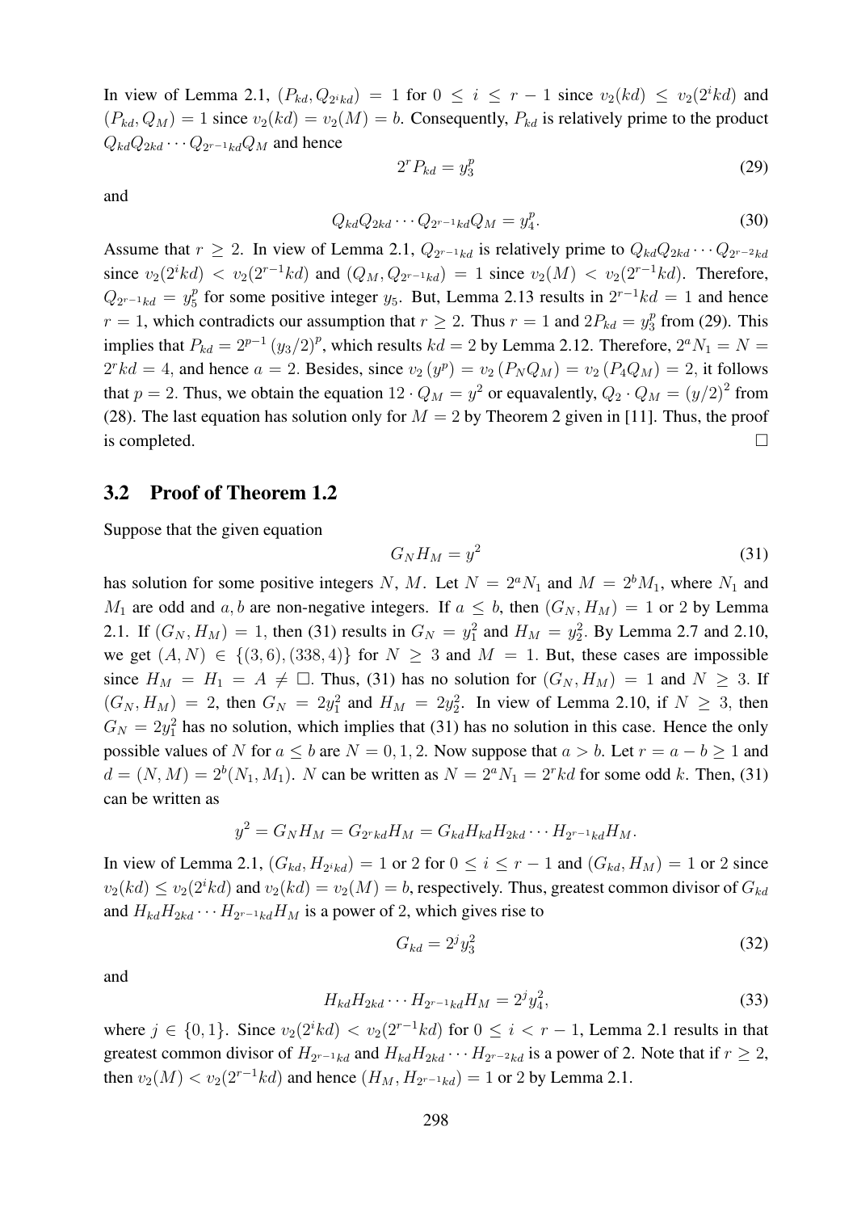In view of Lemma 2.1, $(P_{kd}, Q_{2^ikd}) = 1$ for $0 \leq i \leq r-1$ since $v_2(kd) \leq v_2(2^ikd)$ and $(P_{kd}, Q_M) = 1$ since $v_2(kd) = v_2(M) = b$. Consequently, $P_{kd}$ is relatively prime to the product $Q_{kd}Q_{2kd}\cdots Q_{2^{r-1}kd}Q_M$ and hence

$$2^r P_{kd} = y_3^p \tag{29}$$

and

$$Q_{kd}Q_{2kd}\cdots Q_{2^{r-1}kd}Q_M = y_4^p. \tag{30}$$

Assume that $r \geq 2$. In view of Lemma 2.1, $Q_{2^{r-1}kd}$ is relatively prime to $Q_{kd}Q_{2kd}\cdots Q_{2^{r-2}kd}$ since $v_2(2^ikd) < v_2(2^{r-1}kd)$ and $(Q_M, Q_{2^{r-1}kd}) = 1$ since $v_2(M) < v_2(2^{r-1}kd)$. Therefore, $Q_{2^{r-1}kd} = y_5^p$ for some positive integer $y_5$. But, Lemma 2.13 results in $2^{r-1}kd = 1$ and hence $r = 1$, which contradicts our assumption that $r \geq 2$. Thus $r = 1$ and $2P_{kd} = y_3^p$ from (29). This implies that $P_{kd} = 2^{p-1}\left(y_3/2\right)^p$, which results $kd = 2$ by Lemma 2.12. Therefore, $2^aN_1 = N = 2^rkd = 4$, and hence $a = 2$. Besides, since $v_2\left(y^p\right) = v_2\left(P_NQ_M\right) = v_2\left(P_4Q_M\right) = 2$, it follows that $p = 2$. Thus, we obtain the equation $12 \cdot Q_M = y^2$ or equavalently, $Q_2 \cdot Q_M = \left(y/2\right)^2$ from (28). The last equation has solution only for $M = 2$ by Theorem 2 given in [11]. Thus, the proof is completed. $\square$

## 3.2 Proof of Theorem 1.2

Suppose that the given equation

$$G_NH_M = y^2 \tag{31}$$

has solution for some positive integers $N$, $M$. Let $N = 2^aN_1$ and $M = 2^bM_1$, where $N_1$ and $M_1$ are odd and $a, b$ are non-negative integers. If $a \leq b$, then $(G_N, H_M) = 1$ or $2$ by Lemma 2.1. If $(G_N, H_M) = 1$, then (31) results in $G_N = y_1^2$ and $H_M = y_2^2$. By Lemma 2.7 and 2.10, we get $(A, N) \in \{(3, 6), (338, 4)\}$ for $N \geq 3$ and $M = 1$. But, these cases are impossible since $H_M = H_1 = A \neq \square$. Thus, (31) has no solution for $(G_N, H_M) = 1$ and $N \geq 3$. If $(G_N, H_M) = 2$, then $G_N = 2y_1^2$ and $H_M = 2y_2^2$. In view of Lemma 2.10, if $N \geq 3$, then $G_N = 2y_1^2$ has no solution, which implies that (31) has no solution in this case. Hence the only possible values of $N$ for $a \leq b$ are $N = 0, 1, 2$. Now suppose that $a > b$. Let $r = a - b \geq 1$ and $d = (N, M) = 2^b(N_1, M_1)$. $N$ can be written as $N = 2^aN_1 = 2^rkd$ for some odd $k$. Then, (31) can be written as

$$y^2 = G_NH_M = G_{2^rkd}H_M = G_{kd}H_{kd}H_{2kd}\cdots H_{2^{r-1}kd}H_M.$$

In view of Lemma 2.1, $(G_{kd}, H_{2^ikd}) = 1$ or $2$ for $0 \leq i \leq r-1$ and $(G_{kd}, H_M) = 1$ or $2$ since $v_2(kd) \leq v_2(2^ikd)$ and $v_2(kd) = v_2(M) = b$, respectively. Thus, greatest common divisor of $G_{kd}$ and $H_{kd}H_{2kd}\cdots H_{2^{r-1}kd}H_M$ is a power of 2, which gives rise to

$$G_{kd} = 2^jy_3^2 \tag{32}$$

and

$$H_{kd}H_{2kd}\cdots H_{2^{r-1}kd}H_M = 2^jy_4^2, \tag{33}$$

where $j \in \{0, 1\}$. Since $v_2(2^ikd) < v_2(2^{r-1}kd)$ for $0 \leq i < r-1$, Lemma 2.1 results in that greatest common divisor of $H_{2^{r-1}kd}$ and $H_{kd}H_{2kd}\cdots H_{2^{r-2}kd}$ is a power of 2. Note that if $r \geq 2$, then $v_2(M) < v_2(2^{r-1}kd)$ and hence $(H_M, H_{2^{r-1}kd}) = 1$ or $2$ by Lemma 2.1.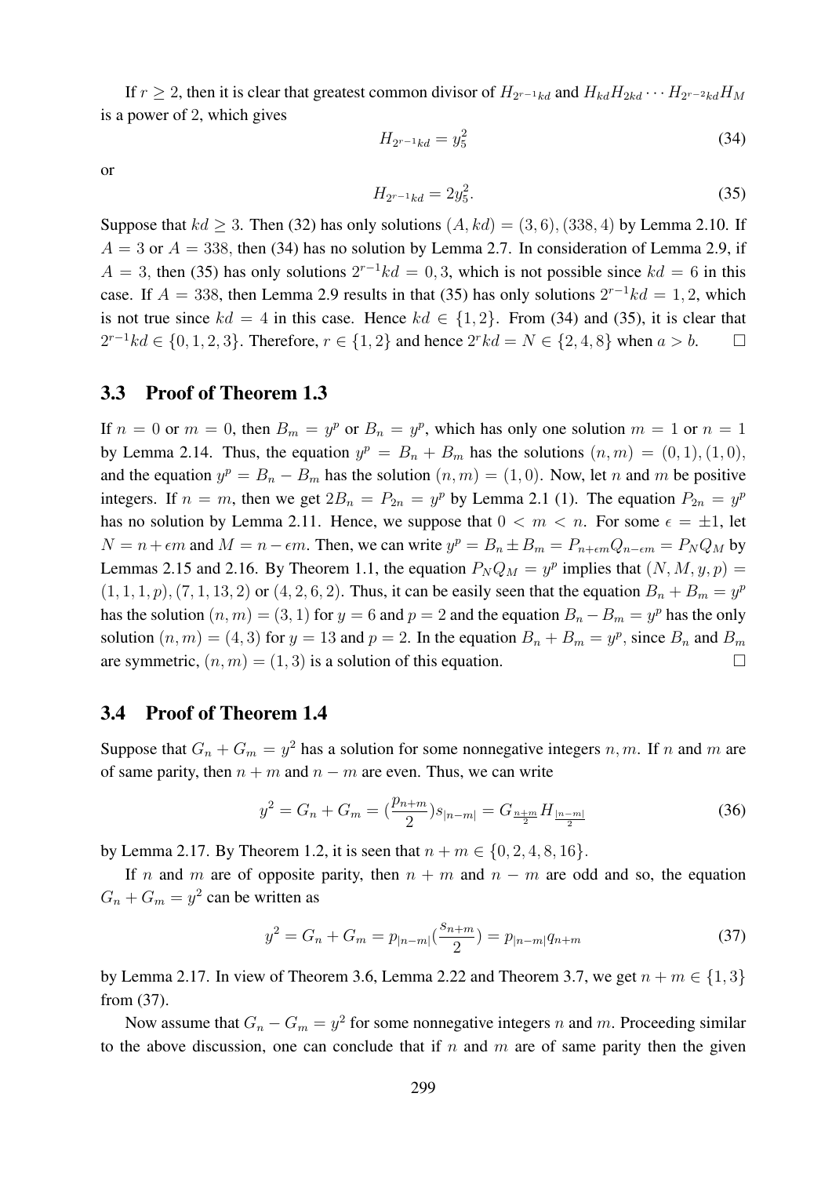If $r \geq 2$, then it is clear that greatest common divisor of $H_{2^{r-1}kd}$ and $H_{kd}H_{2kd}\cdots H_{2^{r-2}kd}H_M$ is a power of 2, which gives

$$H_{2^{r-1}kd} = y_5^2 \tag{34}$$

or

$$H_{2^{r-1}kd} = 2y_5^2. \tag{35}$$

Suppose that $kd \geq 3$. Then (32) has only solutions $(A, kd) = (3, 6), (338, 4)$ by Lemma 2.10. If $A = 3$ or $A = 338$, then (34) has no solution by Lemma 2.7. In consideration of Lemma 2.9, if $A = 3$, then (35) has only solutions $2^{r-1}kd = 0, 3$, which is not possible since $kd = 6$ in this case. If $A = 338$, then Lemma 2.9 results in that (35) has only solutions $2^{r-1}kd = 1, 2$, which is not true since $kd = 4$ in this case. Hence $kd \in \{1, 2\}$. From (34) and (35), it is clear that $2^{r-1}kd \in \{0, 1, 2, 3\}$. Therefore, $r \in \{1, 2\}$ and hence $2^r kd = N \in \{2, 4, 8\}$ when $a > b$. □

## 3.3 Proof of Theorem 1.3

If $n = 0$ or $m = 0$, then $B_m = y^p$ or $B_n = y^p$, which has only one solution $m = 1$ or $n = 1$ by Lemma 2.14. Thus, the equation $y^p = B_n + B_m$ has the solutions $(n, m) = (0, 1), (1, 0)$, and the equation $y^p = B_n - B_m$ has the solution $(n, m) = (1, 0)$. Now, let $n$ and $m$ be positive integers. If $n = m$, then we get $2B_n = P_{2n} = y^p$ by Lemma 2.1 (1). The equation $P_{2n} = y^p$ has no solution by Lemma 2.11. Hence, we suppose that $0 < m < n$. For some $\epsilon = \pm 1$, let $N = n + \epsilon m$ and $M = n - \epsilon m$. Then, we can write $y^p = B_n \pm B_m = P_{n+\epsilon m}Q_{n-\epsilon m} = P_N Q_M$ by Lemmas 2.15 and 2.16. By Theorem 1.1, the equation $P_N Q_M = y^p$ implies that $(N, M, y, p) = (1, 1, 1, p), (7, 1, 13, 2)$ or $(4, 2, 6, 2)$. Thus, it can be easily seen that the equation $B_n + B_m = y^p$ has the solution $(n, m) = (3, 1)$ for $y = 6$ and $p = 2$ and the equation $B_n - B_m = y^p$ has the only solution $(n, m) = (4, 3)$ for $y = 13$ and $p = 2$. In the equation $B_n + B_m = y^p$, since $B_n$ and $B_m$ are symmetric, $(n, m) = (1, 3)$ is a solution of this equation. □

## 3.4 Proof of Theorem 1.4

Suppose that $G_n + G_m = y^2$ has a solution for some nonnegative integers $n, m$. If $n$ and $m$ are of same parity, then $n + m$ and $n - m$ are even. Thus, we can write

$$y^2 = G_n + G_m = \left(\frac{p_{n+m}}{2}\right)s_{|n-m|} = G_{\frac{n+m}{2}}H_{\frac{|n-m|}{2}} \tag{36}$$

by Lemma 2.17. By Theorem 1.2, it is seen that $n + m \in \{0, 2, 4, 8, 16\}$.

If $n$ and $m$ are of opposite parity, then $n + m$ and $n - m$ are odd and so, the equation $G_n + G_m = y^2$ can be written as

$$y^2 = G_n + G_m = p_{|n-m|}\left(\frac{s_{n+m}}{2}\right) = p_{|n-m|}q_{n+m} \tag{37}$$

by Lemma 2.17. In view of Theorem 3.6, Lemma 2.22 and Theorem 3.7, we get $n + m \in \{1, 3\}$ from (37).

Now assume that $G_n - G_m = y^2$ for some nonnegative integers $n$ and $m$. Proceeding similar to the above discussion, one can conclude that if $n$ and $m$ are of same parity then the given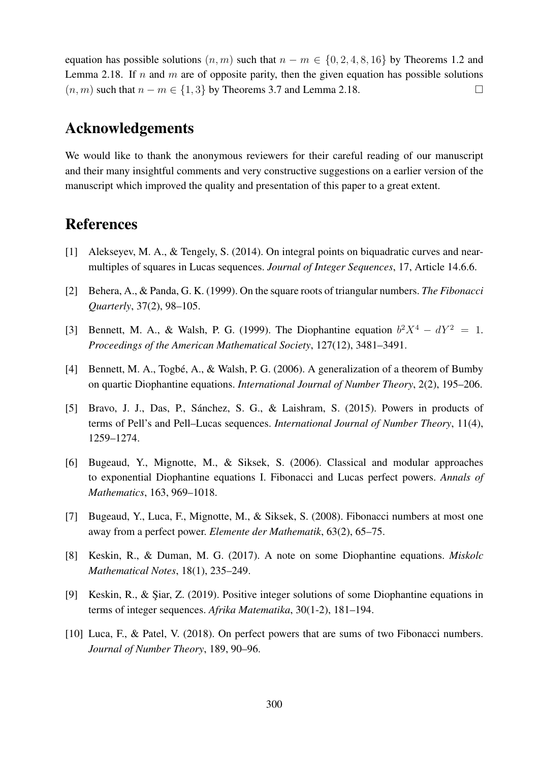equation has possible solutions $(n, m)$ such that $n - m \in \{0, 2, 4, 8, 16\}$ by Theorems 1.2 and Lemma 2.18. If $n$ and $m$ are of opposite parity, then the given equation has possible solutions $(n, m)$ such that $n - m \in \{1, 3\}$ by Theorems 3.7 and Lemma 2.18. □

## Acknowledgements

We would like to thank the anonymous reviewers for their careful reading of our manuscript and their many insightful comments and very constructive suggestions on a earlier version of the manuscript which improved the quality and presentation of this paper to a great extent.

## References

[1] Alekseyev, M. A., & Tengely, S. (2014). On integral points on biquadratic curves and near-multiples of squares in Lucas sequences. *Journal of Integer Sequences*, 17, Article 14.6.6.

[2] Behera, A., & Panda, G. K. (1999). On the square roots of triangular numbers. *The Fibonacci Quarterly*, 37(2), 98–105.

[3] Bennett, M. A., & Walsh, P. G. (1999). The Diophantine equation $b^2X^4 - dY^2 = 1$. *Proceedings of the American Mathematical Society*, 127(12), 3481–3491.

[4] Bennett, M. A., Togbé, A., & Walsh, P. G. (2006). A generalization of a theorem of Bumby on quartic Diophantine equations. *International Journal of Number Theory*, 2(2), 195–206.

[5] Bravo, J. J., Das, P., Sánchez, S. G., & Laishram, S. (2015). Powers in products of terms of Pell's and Pell–Lucas sequences. *International Journal of Number Theory*, 11(4), 1259–1274.

[6] Bugeaud, Y., Mignotte, M., & Siksek, S. (2006). Classical and modular approaches to exponential Diophantine equations I. Fibonacci and Lucas perfect powers. *Annals of Mathematics*, 163, 969–1018.

[7] Bugeaud, Y., Luca, F., Mignotte, M., & Siksek, S. (2008). Fibonacci numbers at most one away from a perfect power. *Elemente der Mathematik*, 63(2), 65–75.

[8] Keskin, R., & Duman, M. G. (2017). A note on some Diophantine equations. *Miskolc Mathematical Notes*, 18(1), 235–249.

[9] Keskin, R., & Şiar, Z. (2019). Positive integer solutions of some Diophantine equations in terms of integer sequences. *Afrika Matematika*, 30(1-2), 181–194.

[10] Luca, F., & Patel, V. (2018). On perfect powers that are sums of two Fibonacci numbers. *Journal of Number Theory*, 189, 90–96.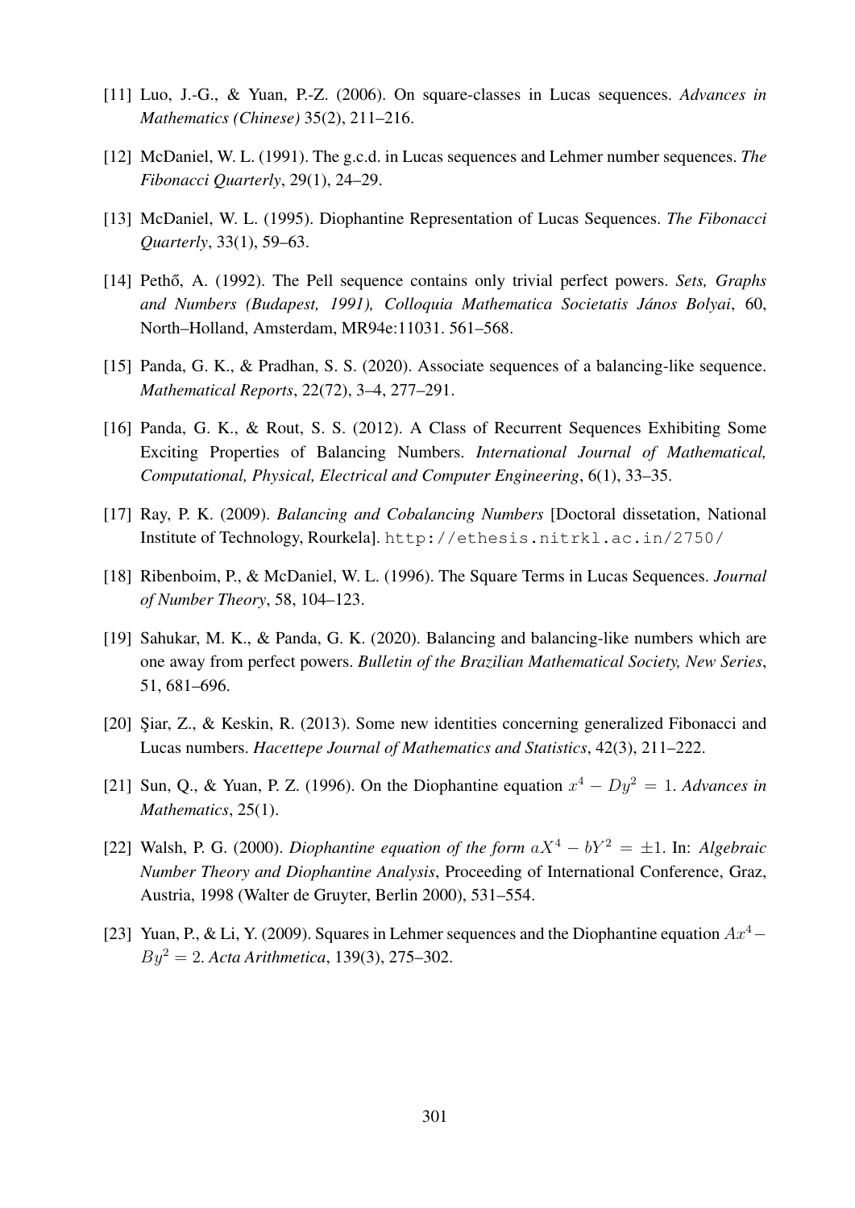[11] Luo, J.-G., & Yuan, P.-Z. (2006). On square-classes in Lucas sequences. *Advances in Mathematics (Chinese)* 35(2), 211–216.

[12] McDaniel, W. L. (1991). The g.c.d. in Lucas sequences and Lehmer number sequences. *The Fibonacci Quarterly*, 29(1), 24–29.

[13] McDaniel, W. L. (1995). Diophantine Representation of Lucas Sequences. *The Fibonacci Quarterly*, 33(1), 59–63.

[14] Pethő, A. (1992). The Pell sequence contains only trivial perfect powers. *Sets, Graphs and Numbers (Budapest, 1991), Colloquia Mathematica Societatis János Bolyai*, 60, North–Holland, Amsterdam, MR94e:11031. 561–568.

[15] Panda, G. K., & Pradhan, S. S. (2020). Associate sequences of a balancing-like sequence. *Mathematical Reports*, 22(72), 3–4, 277–291.

[16] Panda, G. K., & Rout, S. S. (2012). A Class of Recurrent Sequences Exhibiting Some Exciting Properties of Balancing Numbers. *International Journal of Mathematical, Computational, Physical, Electrical and Computer Engineering*, 6(1), 33–35.

[17] Ray, P. K. (2009). *Balancing and Cobalancing Numbers* [Doctoral dissetation, National Institute of Technology, Rourkela]. http://ethesis.nitrkl.ac.in/2750/

[18] Ribenboim, P., & McDaniel, W. L. (1996). The Square Terms in Lucas Sequences. *Journal of Number Theory*, 58, 104–123.

[19] Sahukar, M. K., & Panda, G. K. (2020). Balancing and balancing-like numbers which are one away from perfect powers. *Bulletin of the Brazilian Mathematical Society, New Series*, 51, 681–696.

[20] Şiar, Z., & Keskin, R. (2013). Some new identities concerning generalized Fibonacci and Lucas numbers. *Hacettepe Journal of Mathematics and Statistics*, 42(3), 211–222.

[21] Sun, Q., & Yuan, P. Z. (1996). On the Diophantine equation $x^4 - Dy^2 = 1$. *Advances in Mathematics*, 25(1).

[22] Walsh, P. G. (2000). *Diophantine equation of the form $aX^4 - bY^2 = \pm 1$*. In: *Algebraic Number Theory and Diophantine Analysis*, Proceeding of International Conference, Graz, Austria, 1998 (Walter de Gruyter, Berlin 2000), 531–554.

[23] Yuan, P., & Li, Y. (2009). Squares in Lehmer sequences and the Diophantine equation $Ax^4 - By^2 = 2$. *Acta Arithmetica*, 139(3), 275–302.